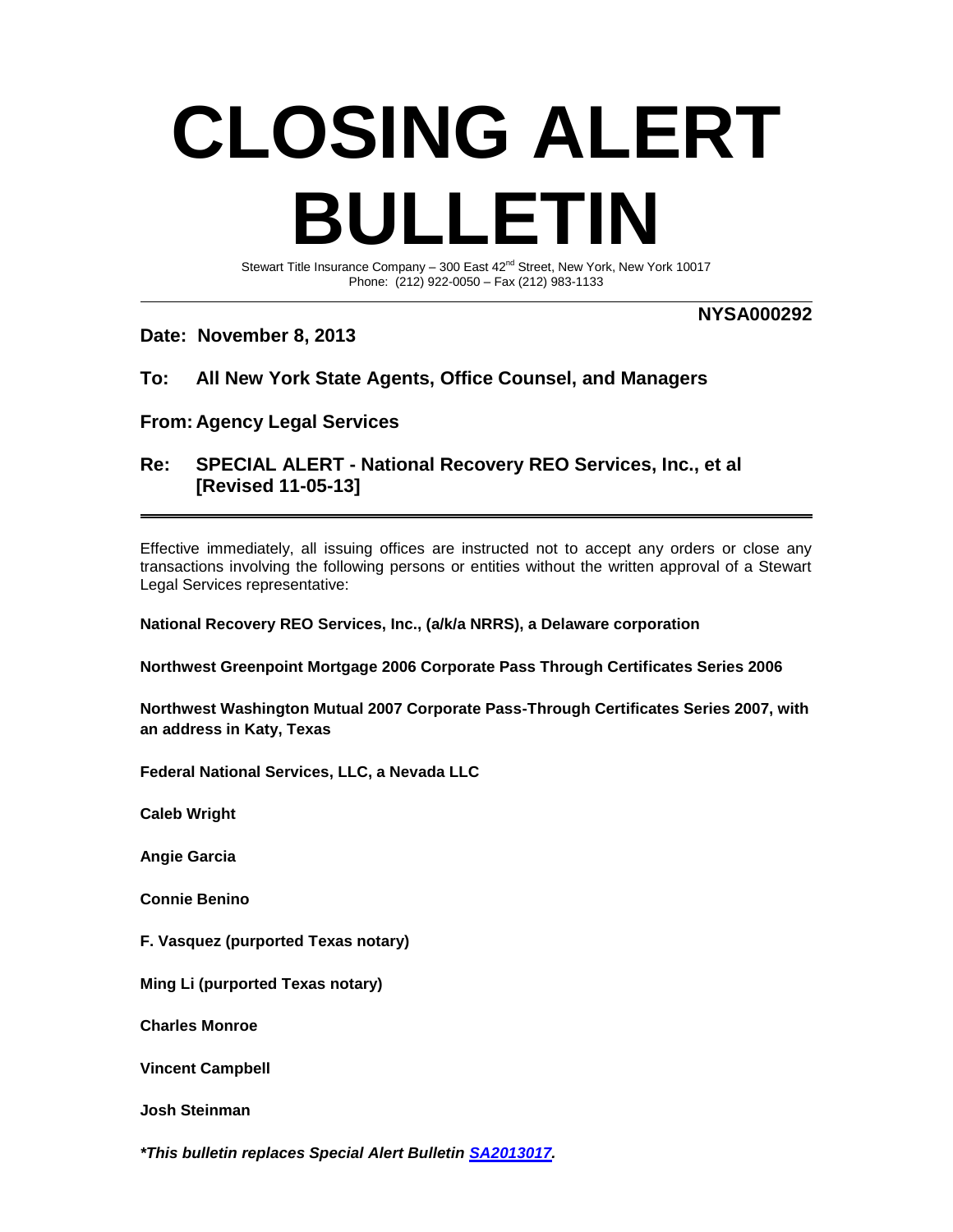# CLOSING ALERT BULLETIN

Stewart Title Insurance Company – 300 East 42nd Street, New York, New York 10017
Phone: (212) 922-0050 – Fax (212) 983-1133

**NYSA000292**

**Date: November 8, 2013**

**To: All New York State Agents, Office Counsel, and Managers**

**From: Agency Legal Services**

**Re: SPECIAL ALERT - National Recovery REO Services, Inc., et al [Revised 11-05-13]**

---

Effective immediately, all issuing offices are instructed not to accept any orders or close any transactions involving the following persons or entities without the written approval of a Stewart Legal Services representative:

**National Recovery REO Services, Inc., (a/k/a NRRS), a Delaware corporation**

**Northwest Greenpoint Mortgage 2006 Corporate Pass Through Certificates Series 2006**

**Northwest Washington Mutual 2007 Corporate Pass-Through Certificates Series 2007, with an address in Katy, Texas**

**Federal National Services, LLC, a Nevada LLC**

**Caleb Wright**

**Angie Garcia**

**Connie Benino**

**F. Vasquez (purported Texas notary)**

**Ming Li (purported Texas notary)**

**Charles Monroe**

**Vincent Campbell**

**Josh Steinman**

***This bulletin replaces Special Alert Bulletin SA2013017.***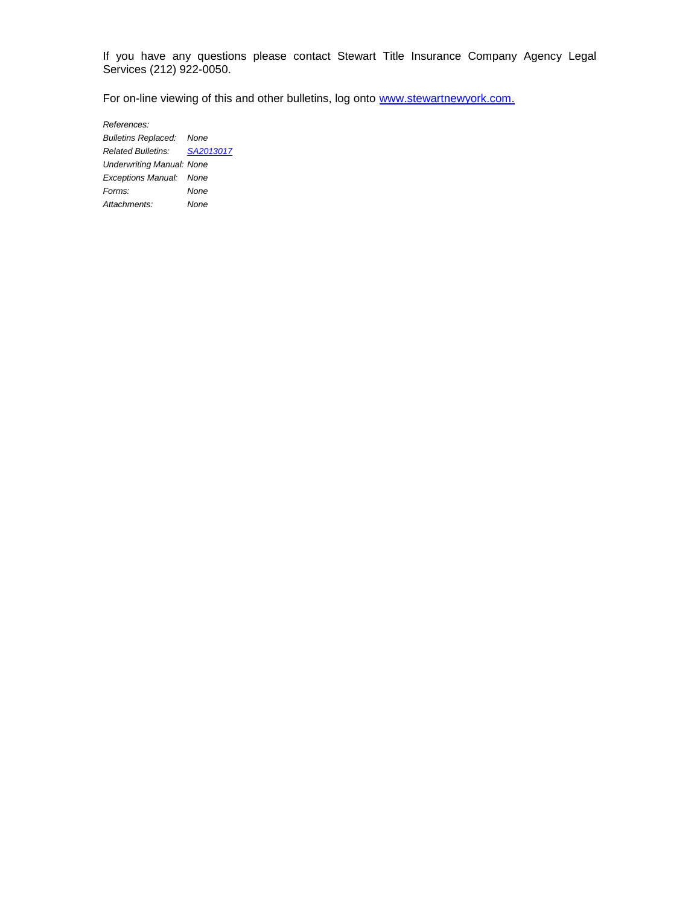If you have any questions please contact Stewart Title Insurance Company Agency Legal Services (212) 922-0050.

For on-line viewing of this and other bulletins, log onto [www.stewartnewyork.com.](http://www.stewartnewyork.com)

*References:*

| | |
|---|---|
| *Bulletins Replaced:* | *None* |
| *Related Bulletins:* | *SA2013017* |
| *Underwriting Manual:* | *None* |
| *Exceptions Manual:* | *None* |
| *Forms:* | *None* |
| *Attachments:* | *None* |